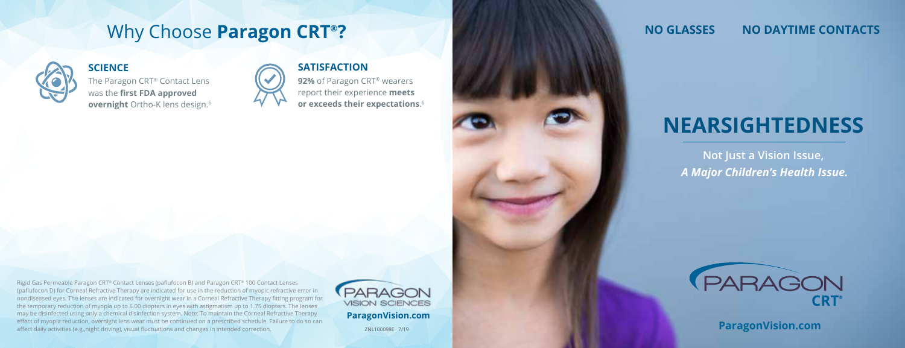# Why Choose **Paragon CRT®?**

### SCIENCE

The Paragon CRT® Contact Lens was the **first FDA approved overnight** Ortho-K lens design.[6]

### SATISFACTION

**92%** of Paragon CRT® wearers report their experience **meets or exceeds their expectations**.[6]

Rigid Gas Permeable Paragon CRT® Contact Lenses (paflufocon B) and Paragon CRT® 100 Contact Lenses (paflufocon D) for Corneal Refractive Therapy are indicated for use in the reduction of myopic refractive error in nondiseased eyes. The lenses are indicated for overnight wear in a Corneal Refractive Therapy fitting program for the temporary reduction of myopia up to 6.00 diopters in eyes with astigmatism up to 1.75 diopters. The lenses may be disinfected using only a chemical disinfection system. Note: To maintain the Corneal Refractive Therapy effect of myopia reduction, overnight lens wear must be continued on a prescribed schedule. Failure to do so can affect daily activities (e.g.,night driving), visual fluctuations and changes in intended correction.

PARAGON VISION SCIENCES

**ParagonVision.com**

ZNL100098E 7/19

**NO GLASSES** **NO DAYTIME CONTACTS**

# NEARSIGHTEDNESS

**Not Just a Vision Issue,**
***A Major Children's Health Issue.***

PARAGON CRT®

**ParagonVision.com**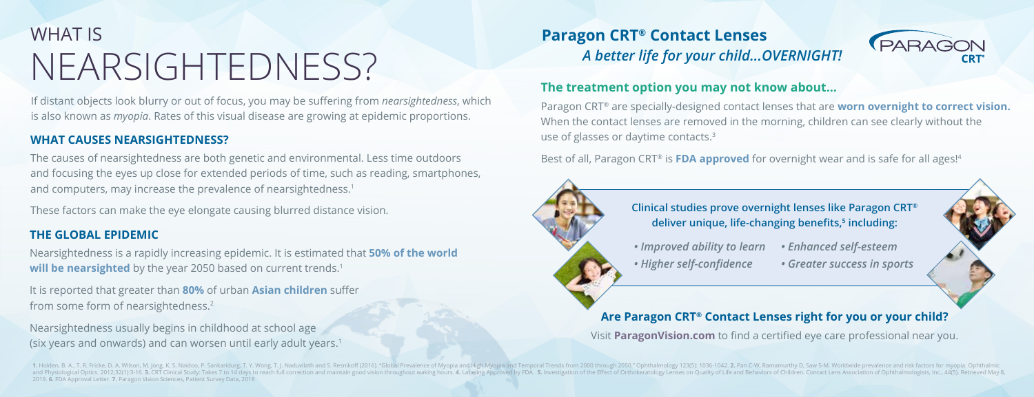# WHAT IS NEARSIGHTEDNESS?

If distant objects look blurry or out of focus, you may be suffering from *nearsightedness*, which is also known as *myopia*. Rates of this visual disease are growing at epidemic proportions.

### WHAT CAUSES NEARSIGHTEDNESS?

The causes of nearsightedness are both genetic and environmental. Less time outdoors and focusing the eyes up close for extended periods of time, such as reading, smartphones, and computers, may increase the prevalence of nearsightedness.[1]

These factors can make the eye elongate causing blurred distance vision.

### THE GLOBAL EPIDEMIC

Nearsightedness is a rapidly increasing epidemic. It is estimated that **50% of the world will be nearsighted** by the year 2050 based on current trends.[1]

It is reported that greater than **80%** of urban **Asian children** suffer from some form of nearsightedness.[2]

Nearsightedness usually begins in childhood at school age (six years and onwards) and can worsen until early adult years.[1]

## Paragon CRT® Contact Lenses

***A better life for your child...OVERNIGHT!***

### The treatment option you may not know about...

Paragon CRT® are specially-designed contact lenses that are **worn overnight to correct vision.** When the contact lenses are removed in the morning, children can see clearly without the use of glasses or daytime contacts.[3]

Best of all, Paragon CRT® is **FDA approved** for overnight wear and is safe for all ages![4]

**Clinical studies prove overnight lenses like Paragon CRT® deliver unique, life-changing benefits,[5] including:**

- ***Improved ability to learn***
- ***Higher self-confidence***
- ***Enhanced self-esteem***
- ***Greater success in sports***

### Are Paragon CRT® Contact Lenses right for you or your child?

Visit **ParagonVision.com** to find a certified eye care professional near you.

**1.** Holden, B. A., T. R. Fricke, D. A. Wilson, M. Jong, K. S. Naidoo, P. Sankaridurg, T. Y. Wong, T. J. Naduvilath and S. Resnikoff (2016). "Global Prevalence of Myopia and High Myopia and Temporal Trends from 2000 through 2050." Ophthalmology 123(5): 1036-1042. **2.** Pan C-W, Ramamurthy D, Saw S-M. Worldwide prevalence and risk factors for myopia. Ophthalmic and Physiological Optics. 2012;32(1):3-16. **3.** CRT Clinical Study: Takes 7 to 14 days to reach full correction and maintain good vision throughout waking hours. **4.** Labeling Approved by FDA. **5.** Investigation of the Effect of Orthokeratology Lenses on Quality of Life and Behaviors of Children. Contact Lens Association of Ophthalmologists, Inc., 44(5). Retrieved May 8, 2019. **6.** FDA Approval Letter. **7.** Paragon Vision Sciences, Patient Survey Data, 2018